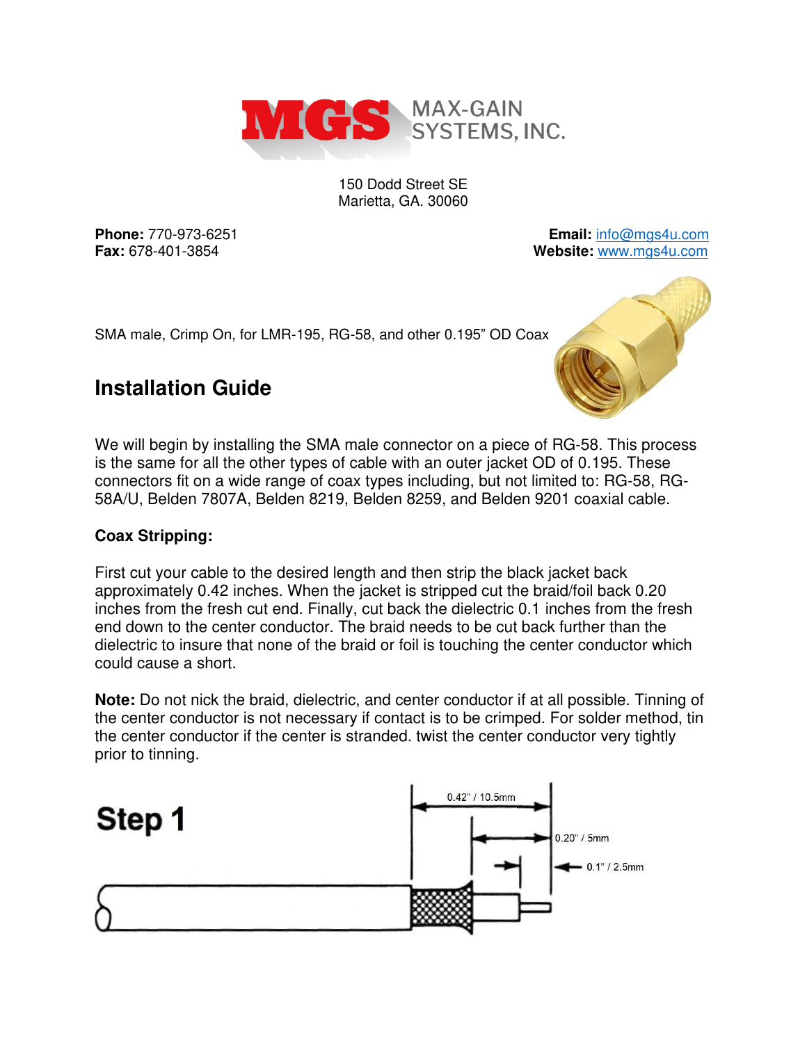MGS MAX-GAIN SYSTEMS, INC.

150 Dodd Street SE
Marietta, GA. 30060

**Phone:** 770-973-6251
**Fax:** 678-401-3854

**Email:** info@mgs4u.com
**Website:** www.mgs4u.com

SMA male, Crimp On, for LMR-195, RG-58, and other 0.195" OD Coax

## Installation Guide

We will begin by installing the SMA male connector on a piece of RG-58. This process is the same for all the other types of cable with an outer jacket OD of 0.195. These connectors fit on a wide range of coax types including, but not limited to: RG-58, RG-58A/U, Belden 7807A, Belden 8219, Belden 8259, and Belden 9201 coaxial cable.

### Coax Stripping:

First cut your cable to the desired length and then strip the black jacket back approximately 0.42 inches. When the jacket is stripped cut the braid/foil back 0.20 inches from the fresh cut end. Finally, cut back the dielectric 0.1 inches from the fresh end down to the center conductor. The braid needs to be cut back further than the dielectric to insure that none of the braid or foil is touching the center conductor which could cause a short.

**Note:** Do not nick the braid, dielectric, and center conductor if at all possible. Tinning of the center conductor is not necessary if contact is to be crimped. For solder method, tin the center conductor if the center is stranded. twist the center conductor very tightly prior to tinning.

**Step 1**

0.42" / 10.5mm

0.20" / 5mm

0.1" / 2.5mm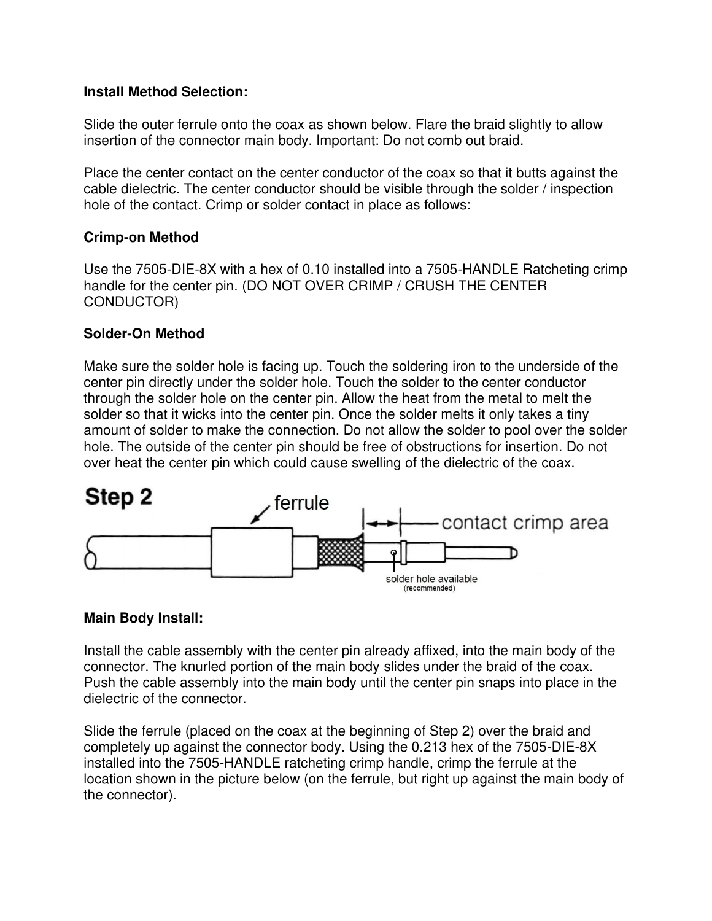**Install Method Selection:**

Slide the outer ferrule onto the coax as shown below. Flare the braid slightly to allow insertion of the connector main body. Important: Do not comb out braid.

Place the center contact on the center conductor of the coax so that it butts against the cable dielectric. The center conductor should be visible through the solder / inspection hole of the contact. Crimp or solder contact in place as follows:

**Crimp-on Method**

Use the 7505-DIE-8X with a hex of 0.10 installed into a 7505-HANDLE Ratcheting crimp handle for the center pin. (DO NOT OVER CRIMP / CRUSH THE CENTER CONDUCTOR)

**Solder-On Method**

Make sure the solder hole is facing up. Touch the soldering iron to the underside of the center pin directly under the solder hole. Touch the solder to the center conductor through the solder hole on the center pin. Allow the heat from the metal to melt the solder so that it wicks into the center pin. Once the solder melts it only takes a tiny amount of solder to make the connection. Do not allow the solder to pool over the solder hole. The outside of the center pin should be free of obstructions for insertion. Do not over heat the center pin which could cause swelling of the dielectric of the coax.

**Step 2**

ferrule — contact crimp area — solder hole available (recommended)

**Main Body Install:**

Install the cable assembly with the center pin already affixed, into the main body of the connector. The knurled portion of the main body slides under the braid of the coax. Push the cable assembly into the main body until the center pin snaps into place in the dielectric of the connector.

Slide the ferrule (placed on the coax at the beginning of Step 2) over the braid and completely up against the connector body. Using the 0.213 hex of the 7505-DIE-8X installed into the 7505-HANDLE ratcheting crimp handle, crimp the ferrule at the location shown in the picture below (on the ferrule, but right up against the main body of the connector).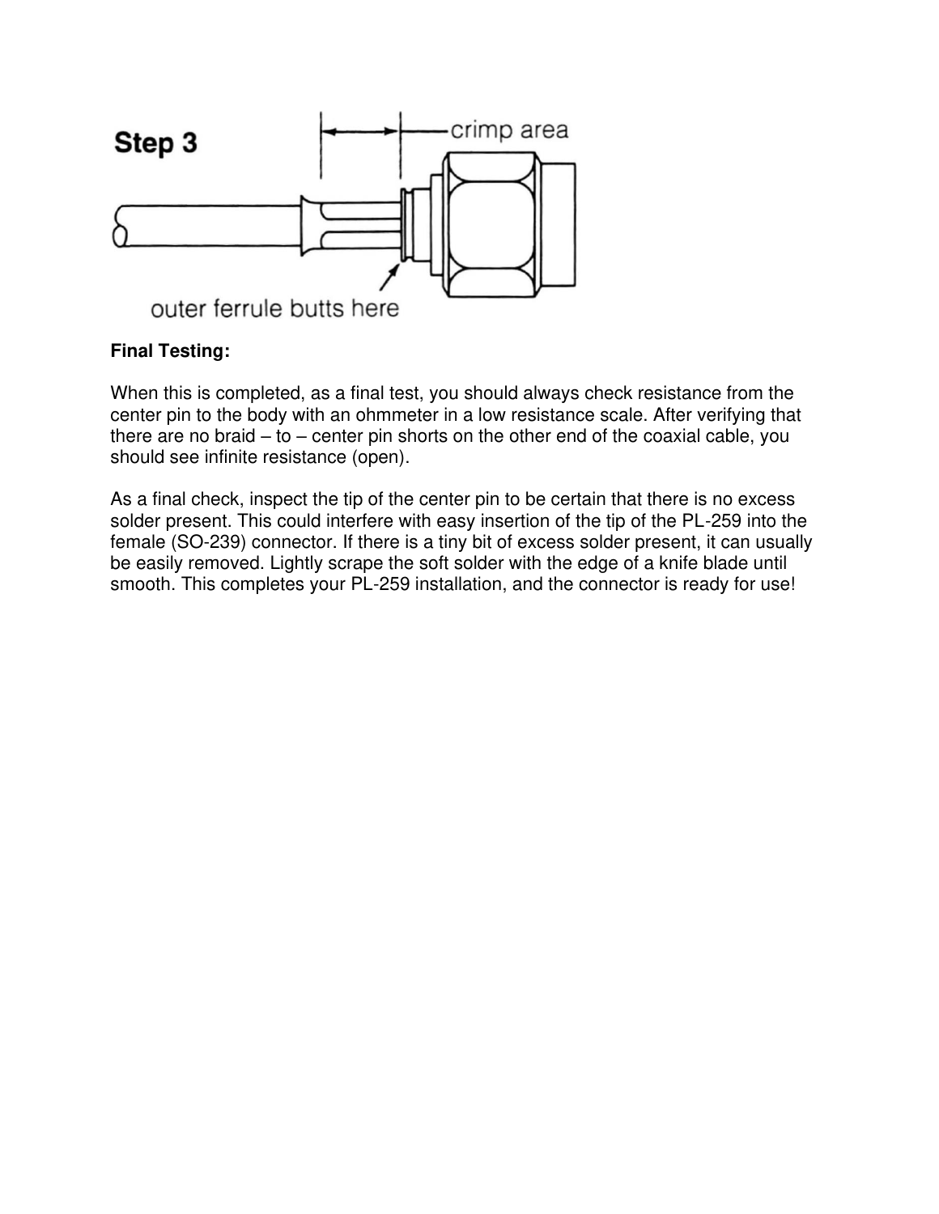**Step 3**

crimp area

outer ferrule butts here

**Final Testing:**

When this is completed, as a final test, you should always check resistance from the center pin to the body with an ohmmeter in a low resistance scale. After verifying that there are no braid – to – center pin shorts on the other end of the coaxial cable, you should see infinite resistance (open).

As a final check, inspect the tip of the center pin to be certain that there is no excess solder present. This could interfere with easy insertion of the tip of the PL-259 into the female (SO-239) connector. If there is a tiny bit of excess solder present, it can usually be easily removed. Lightly scrape the soft solder with the edge of a knife blade until smooth. This completes your PL-259 installation, and the connector is ready for use!